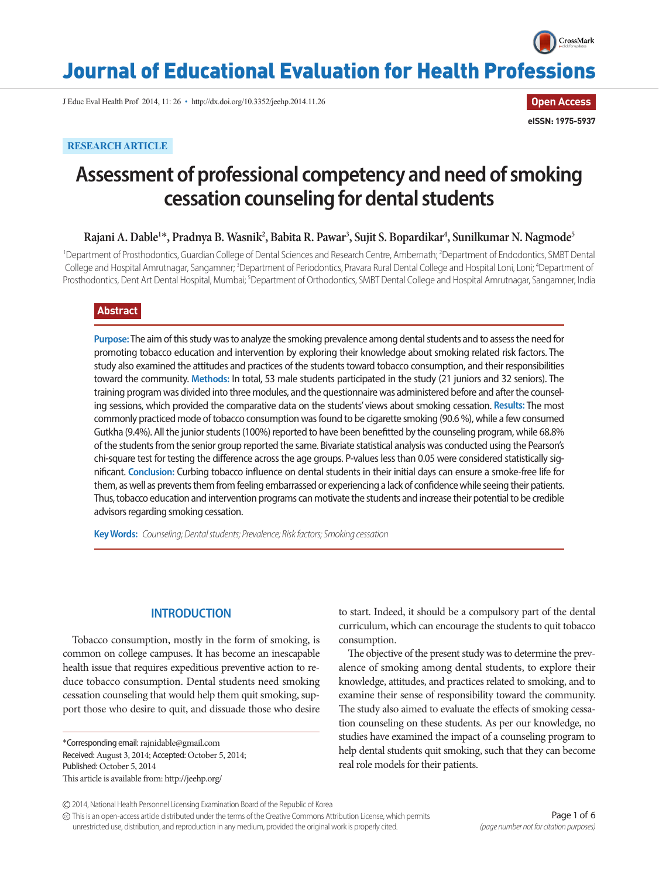Journal of Educational Evaluation for Health Professions

J Educ Eval Health Prof 2014, 11: 26 • http://dx.doi.org/10.3352/jeehp.2014.11.26

Open Access

eISSN: 1975-5937

RESEARCH ARTICLE

# Assessment of professional competency and need of smoking cessation counseling for dental students

**Rajani A. Dable[1]*, Pradnya B. Wasnik[2], Babita R. Pawar[3], Sujit S. Bopardikar[4], Sunilkumar N. Nagmode[5]**

[1]Department of Prosthodontics, Guardian College of Dental Sciences and Research Centre, Ambernath; [2]Department of Endodontics, SMBT Dental College and Hospital Amrutnagar, Sangamner; [3]Department of Periodontics, Pravara Rural Dental College and Hospital Loni, Loni; [4]Department of Prosthodontics, Dent Art Dental Hospital, Mumbai; [5]Department of Orthodontics, SMBT Dental College and Hospital Amrutnagar, Sangamner, India

## Abstract

**Purpose:** The aim of this study was to analyze the smoking prevalence among dental students and to assess the need for promoting tobacco education and intervention by exploring their knowledge about smoking related risk factors. The study also examined the attitudes and practices of the students toward tobacco consumption, and their responsibilities toward the community. **Methods:** In total, 53 male students participated in the study (21 juniors and 32 seniors). The training program was divided into three modules, and the questionnaire was administered before and after the counseling sessions, which provided the comparative data on the students' views about smoking cessation. **Results:** The most commonly practiced mode of tobacco consumption was found to be cigarette smoking (90.6 %), while a few consumed Gutkha (9.4%). All the junior students (100%) reported to have been benefitted by the counseling program, while 68.8% of the students from the senior group reported the same. Bivariate statistical analysis was conducted using the Pearson's chi-square test for testing the difference across the age groups. P-values less than 0.05 were considered statistically significant. **Conclusion:** Curbing tobacco influence on dental students in their initial days can ensure a smoke-free life for them, as well as prevents them from feeling embarrassed or experiencing a lack of confidence while seeing their patients. Thus, tobacco education and intervention programs can motivate the students and increase their potential to be credible advisors regarding smoking cessation.

**Key Words:** *Counseling; Dental students; Prevalence; Risk factors; Smoking cessation*

## INTRODUCTION

Tobacco consumption, mostly in the form of smoking, is common on college campuses. It has become an inescapable health issue that requires expeditious preventive action to reduce tobacco consumption. Dental students need smoking cessation counseling that would help them quit smoking, support those who desire to quit, and dissuade those who desire to start. Indeed, it should be a compulsory part of the dental curriculum, which can encourage the students to quit tobacco consumption.

The objective of the present study was to determine the prevalence of smoking among dental students, to explore their knowledge, attitudes, and practices related to smoking, and to examine their sense of responsibility toward the community. The study also aimed to evaluate the effects of smoking cessation counseling on these students. As per our knowledge, no studies have examined the impact of a counseling program to help dental students quit smoking, such that they can become real role models for their patients.

*Corresponding email: rajnidable@gmail.com
Received: August 3, 2014; Accepted: October 5, 2014;
Published: October 5, 2014
This article is available from: http://jeehp.org/

© 2014, National Health Personnel Licensing Examination Board of the Republic of Korea

This is an open-access article distributed under the terms of the Creative Commons Attribution License, which permits unrestricted use, distribution, and reproduction in any medium, provided the original work is properly cited.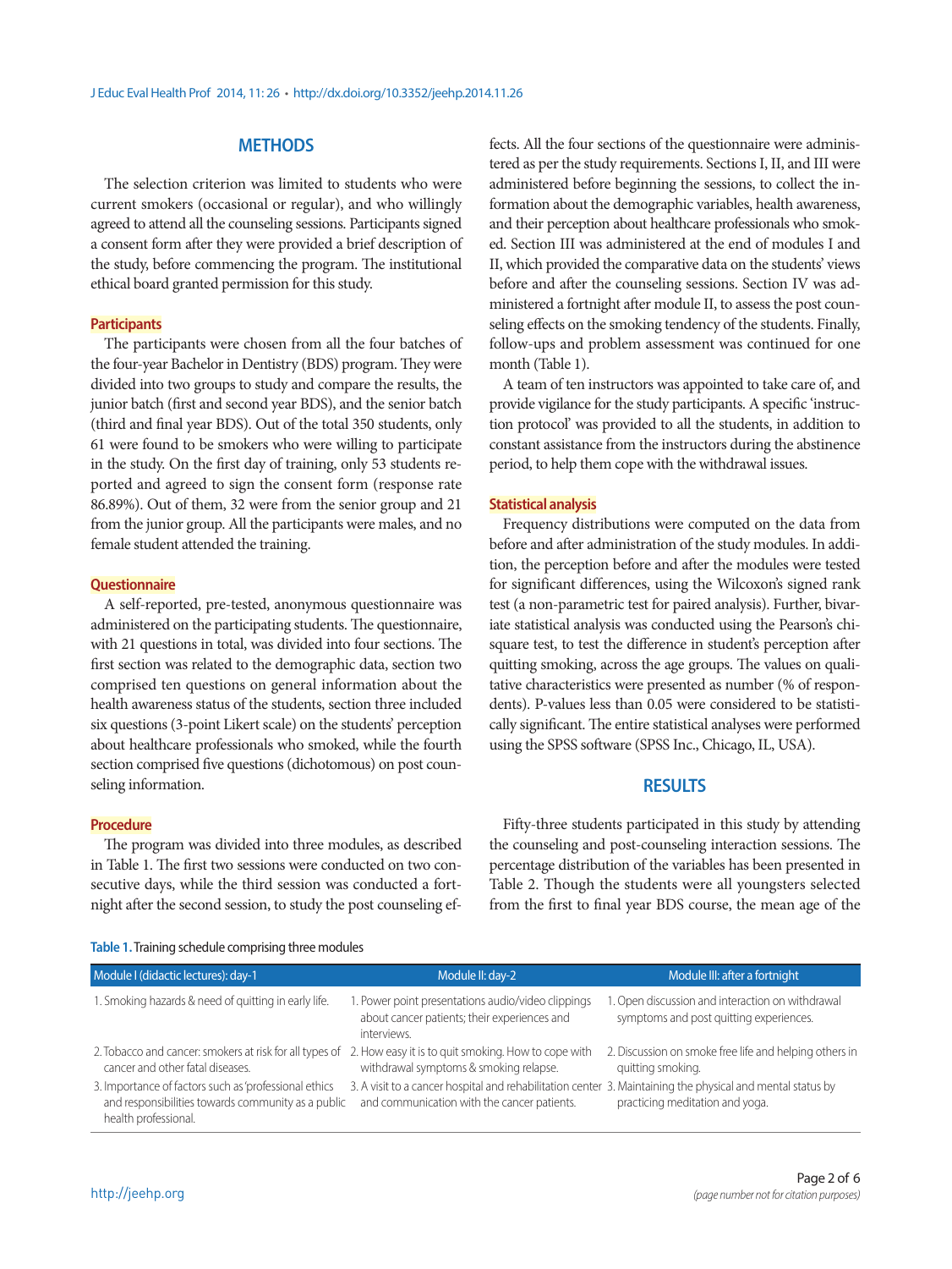## METHODS

The selection criterion was limited to students who were current smokers (occasional or regular), and who willingly agreed to attend all the counseling sessions. Participants signed a consent form after they were provided a brief description of the study, before commencing the program. The institutional ethical board granted permission for this study.

### Participants

The participants were chosen from all the four batches of the four-year Bachelor in Dentistry (BDS) program. They were divided into two groups to study and compare the results, the junior batch (first and second year BDS), and the senior batch (third and final year BDS). Out of the total 350 students, only 61 were found to be smokers who were willing to participate in the study. On the first day of training, only 53 students reported and agreed to sign the consent form (response rate 86.89%). Out of them, 32 were from the senior group and 21 from the junior group. All the participants were males, and no female student attended the training.

### Questionnaire

A self-reported, pre-tested, anonymous questionnaire was administered on the participating students. The questionnaire, with 21 questions in total, was divided into four sections. The first section was related to the demographic data, section two comprised ten questions on general information about the health awareness status of the students, section three included six questions (3-point Likert scale) on the students' perception about healthcare professionals who smoked, while the fourth section comprised five questions (dichotomous) on post counseling information.

### Procedure

The program was divided into three modules, as described in Table 1. The first two sessions were conducted on two consecutive days, while the third session was conducted a fortnight after the second session, to study the post counseling effects. All the four sections of the questionnaire were administered as per the study requirements. Sections I, II, and III were administered before beginning the sessions, to collect the information about the demographic variables, health awareness, and their perception about healthcare professionals who smoked. Section III was administered at the end of modules I and II, which provided the comparative data on the students' views before and after the counseling sessions. Section IV was administered a fortnight after module II, to assess the post counseling effects on the smoking tendency of the students. Finally, follow-ups and problem assessment was continued for one month (Table 1).

A team of ten instructors was appointed to take care of, and provide vigilance for the study participants. A specific 'instruction protocol' was provided to all the students, in addition to constant assistance from the instructors during the abstinence period, to help them cope with the withdrawal issues.

### Statistical analysis

Frequency distributions were computed on the data from before and after administration of the study modules. In addition, the perception before and after the modules were tested for significant differences, using the Wilcoxon's signed rank test (a non-parametric test for paired analysis). Further, bivariate statistical analysis was conducted using the Pearson's chi-square test, to test the difference in student's perception after quitting smoking, across the age groups. The values on qualitative characteristics were presented as number (% of respondents). P-values less than 0.05 were considered to be statistically significant. The entire statistical analyses were performed using the SPSS software (SPSS Inc., Chicago, IL, USA).

## RESULTS

Fifty-three students participated in this study by attending the counseling and post-counseling interaction sessions. The percentage distribution of the variables has been presented in Table 2. Though the students were all youngsters selected from the first to final year BDS course, the mean age of the

**Table 1.** Training schedule comprising three modules

| Module I (didactic lectures): day-1 | Module II: day-2 | Module III: after a fortnight |
|---|---|---|
| 1. Smoking hazards & need of quitting in early life. | 1. Power point presentations audio/video clippings about cancer patients; their experiences and interviews. | 1. Open discussion and interaction on withdrawal symptoms and post quitting experiences. |
| 2. Tobacco and cancer: smokers at risk for all types of cancer and other fatal diseases. | 2. How easy it is to quit smoking. How to cope with withdrawal symptoms & smoking relapse. | 2. Discussion on smoke free life and helping others in quitting smoking. |
| 3. Importance of factors such as 'professional ethics and responsibilities towards community as a public health professional. | 3. A visit to a cancer hospital and rehabilitation center and communication with the cancer patients. | 3. Maintaining the physical and mental status by practicing meditation and yoga. |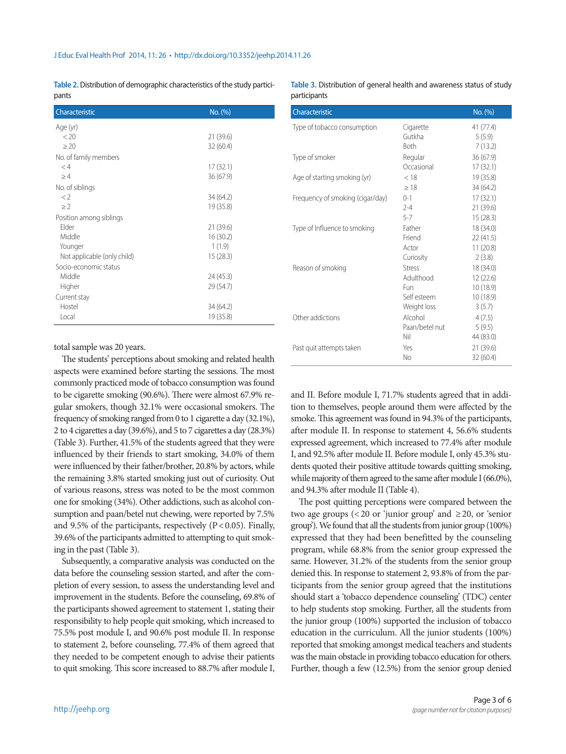Table 2. Distribution of demographic characteristics of the study participants

| Characteristic | No. (%) |
|---|---|
| Age (yr) | |
| < 20 | 21 (39.6) |
| ≥ 20 | 32 (60.4) |
| No. of family members | |
| < 4 | 17 (32.1) |
| ≥ 4 | 36 (67.9) |
| No. of siblings | |
| < 2 | 34 (64.2) |
| ≥ 2 | 19 (35.8) |
| Position among siblings | |
| Elder | 21 (39.6) |
| Middle | 16 (30.2) |
| Younger | 1 (1.9) |
| Not applicable (only child) | 15 (28.3) |
| Socio-economic status | |
| Middle | 24 (45.3) |
| Higher | 29 (54.7) |
| Current stay | |
| Hostel | 34 (64.2) |
| Local | 19 (35.8) |

total sample was 20 years.

The students' perceptions about smoking and related health aspects were examined before starting the sessions. The most commonly practiced mode of tobacco consumption was found to be cigarette smoking (90.6%). There were almost 67.9% regular smokers, though 32.1% were occasional smokers. The frequency of smoking ranged from 0 to 1 cigarette a day (32.1%), 2 to 4 cigarettes a day (39.6%), and 5 to 7 cigarettes a day (28.3%) (Table 3). Further, 41.5% of the students agreed that they were influenced by their friends to start smoking, 34.0% of them were influenced by their father/brother, 20.8% by actors, while the remaining 3.8% started smoking just out of curiosity. Out of various reasons, stress was noted to be the most common one for smoking (34%). Other addictions, such as alcohol consumption and paan/betel nut chewing, were reported by 7.5% and 9.5% of the participants, respectively ($P < 0.05$). Finally, 39.6% of the participants admitted to attempting to quit smoking in the past (Table 3).

Subsequently, a comparative analysis was conducted on the data before the counseling session started, and after the completion of every session, to assess the understanding level and improvement in the students. Before the counseling, 69.8% of the participants showed agreement to statement 1, stating their responsibility to help people quit smoking, which increased to 75.5% post module I, and 90.6% post module II. In response to statement 2, before counseling, 77.4% of them agreed that they needed to be competent enough to advise their patients to quit smoking. This score increased to 88.7% after module I, and II. Before module I, 71.7% students agreed that in addition to themselves, people around them were affected by the smoke. This agreement was found in 94.3% of the participants, after module II. In response to statement 4, 56.6% students expressed agreement, which increased to 77.4% after module I, and 92.5% after module II. Before module I, only 45.3% students quoted their positive attitude towards quitting smoking, while majority of them agreed to the same after module I (66.0%), and 94.3% after module II (Table 4).

Table 3. Distribution of general health and awareness status of study participants

| Characteristic | | No. (%) |
|---|---|---|
| Type of tobacco consumption | Cigarette | 41 (77.4) |
| | Gutkha | 5 (5.9) |
| | Both | 7 (13.2) |
| Type of smoker | Regular | 36 (67.9) |
| | Occasional | 17 (32.1) |
| Age of starting smoking (yr) | < 18 | 19 (35.8) |
| | ≥ 18 | 34 (64.2) |
| Frequency of smoking (cigar/day) | 0-1 | 17 (32.1) |
| | 2-4 | 21 (39.6) |
| | 5-7 | 15 (28.3) |
| Type of Influence to smoking | Father | 18 (34.0) |
| | Friend | 22 (41.5) |
| | Actor | 11 (20.8) |
| | Curiosity | 2 (3.8) |
| Reason of smoking | Stress | 18 (34.0) |
| | Adulthood | 12 (22.6) |
| | Fun | 10 (18.9) |
| | Self esteem | 10 (18.9) |
| | Weight loss | 3 (5.7) |
| Other addictions | Alcohol | 4 (7.5) |
| | Paan/betel nut | 5 (9.5) |
| | Nil | 44 (83.0) |
| Past quit attempts taken | Yes | 21 (39.6) |
| | No | 32 (60.4) |

The post quitting perceptions were compared between the two age groups (< 20 or 'junior group' and ≥ 20, or 'senior group'). We found that all the students from junior group (100%) expressed that they had been benefitted by the counseling program, while 68.8% from the senior group expressed the same. However, 31.2% of the students from the senior group denied this. In response to statement 2, 93.8% of from the participants from the senior group agreed that the institutions should start a 'tobacco dependence counseling' (TDC) center to help students stop smoking. Further, all the students from the junior group (100%) supported the inclusion of tobacco education in the curriculum. All the junior students (100%) reported that smoking amongst medical teachers and students was the main obstacle in providing tobacco education for others. Further, though a few (12.5%) from the senior group denied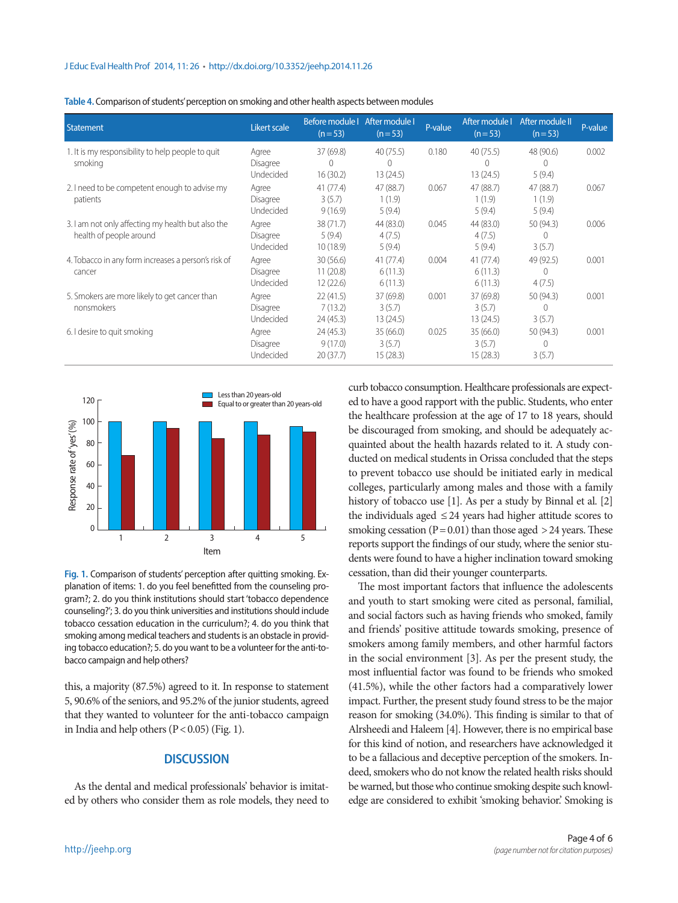**Table 4.** Comparison of students' perception on smoking and other health aspects between modules

| Statement | Likert scale | Before module I (n = 53) | After module I (n = 53) | P-value | After module I (n = 53) | After module II (n = 53) | P-value |
|---|---|---|---|---|---|---|---|
| 1. It is my responsibility to help people to quit smoking | Agree | 37 (69.8) | 40 (75.5) | 0.180 | 40 (75.5) | 48 (90.6) | 0.002 |
| | Disagree | 0 | 0 | | 0 | 0 | |
| | Undecided | 16 (30.2) | 13 (24.5) | | 13 (24.5) | 5 (9.4) | |
| 2. I need to be competent enough to advise my patients | Agree | 41 (77.4) | 47 (88.7) | 0.067 | 47 (88.7) | 47 (88.7) | 0.067 |
| | Disagree | 3 (5.7) | 1 (1.9) | | 1 (1.9) | 1 (1.9) | |
| | Undecided | 9 (16.9) | 5 (9.4) | | 5 (9.4) | 5 (9.4) | |
| 3. I am not only affecting my health but also the health of people around | Agree | 38 (71.7) | 44 (83.0) | 0.045 | 44 (83.0) | 50 (94.3) | 0.006 |
| | Disagree | 5 (9.4) | 4 (7.5) | | 4 (7.5) | 0 | |
| | Undecided | 10 (18.9) | 5 (9.4) | | 5 (9.4) | 3 (5.7) | |
| 4. Tobacco in any form increases a person's risk of cancer | Agree | 30 (56.6) | 41 (77.4) | 0.004 | 41 (77.4) | 49 (92.5) | 0.001 |
| | Disagree | 11 (20.8) | 6 (11.3) | | 6 (11.3) | 0 | |
| | Undecided | 12 (22.6) | 6 (11.3) | | 6 (11.3) | 4 (7.5) | |
| 5. Smokers are more likely to get cancer than nonsmokers | Agree | 22 (41.5) | 37 (69.8) | 0.001 | 37 (69.8) | 50 (94.3) | 0.001 |
| | Disagree | 7 (13.2) | 3 (5.7) | | 3 (5.7) | 0 | |
| | Undecided | 24 (45.3) | 13 (24.5) | | 13 (24.5) | 3 (5.7) | |
| 6. I desire to quit smoking | Agree | 24 (45.3) | 35 (66.0) | 0.025 | 35 (66.0) | 50 (94.3) | 0.001 |
| | Disagree | 9 (17.0) | 3 (5.7) | | 3 (5.7) | 0 | |
| | Undecided | 20 (37.7) | 15 (28.3) | | 15 (28.3) | 3 (5.7) | |

**Fig. 1.** Comparison of students' perception after quitting smoking. Explanation of items: 1. do you feel benefitted from the counseling program?; 2. do you think institutions should start 'tobacco dependence counseling?'; 3. do you think universities and institutions should include tobacco cessation education in the curriculum?; 4. do you think that smoking among medical teachers and students is an obstacle in providing tobacco education?; 5. do you want to be a volunteer for the anti-tobacco campaign and help others?

this, a majority (87.5%) agreed to it. In response to statement 5, 90.6% of the seniors, and 95.2% of the junior students, agreed that they wanted to volunteer for the anti-tobacco campaign in India and help others ($P < 0.05$) (Fig. 1).

## DISCUSSION

As the dental and medical professionals' behavior is imitated by others who consider them as role models, they need to curb tobacco consumption. Healthcare professionals are expected to have a good rapport with the public. Students, who enter the healthcare profession at the age of 17 to 18 years, should be discouraged from smoking, and should be adequately acquainted about the health hazards related to it. A study conducted on medical students in Orissa concluded that the steps to prevent tobacco use should be initiated early in medical colleges, particularly among males and those with a family history of tobacco use [1]. As per a study by Binnal et al. [2] the individuals aged ≤24 years had higher attitude scores to smoking cessation ($P = 0.01$) than those aged >24 years. These reports support the findings of our study, where the senior students were found to have a higher inclination toward smoking cessation, than did their younger counterparts.

The most important factors that influence the adolescents and youth to start smoking were cited as personal, familial, and social factors such as having friends who smoked, family and friends' positive attitude towards smoking, presence of smokers among family members, and other harmful factors in the social environment [3]. As per the present study, the most influential factor was found to be friends who smoked (41.5%), while the other factors had a comparatively lower impact. Further, the present study found stress to be the major reason for smoking (34.0%). This finding is similar to that of Alrsheedi and Haleem [4]. However, there is no empirical base for this kind of notion, and researchers have acknowledged it to be a fallacious and deceptive perception of the smokers. Indeed, smokers who do not know the related health risks should be warned, but those who continue smoking despite such knowledge are considered to exhibit 'smoking behavior.' Smoking is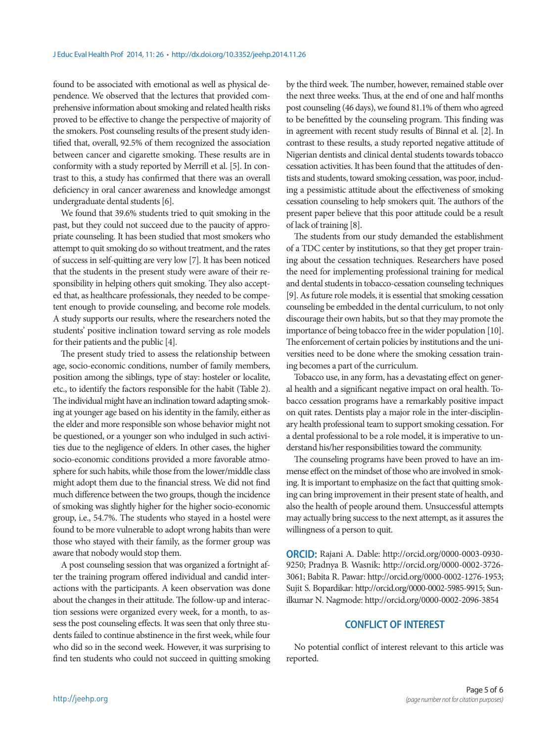found to be associated with emotional as well as physical dependence. We observed that the lectures that provided comprehensive information about smoking and related health risks proved to be effective to change the perspective of majority of the smokers. Post counseling results of the present study identified that, overall, 92.5% of them recognized the association between cancer and cigarette smoking. These results are in conformity with a study reported by Merrill et al. [5]. In contrast to this, a study has confirmed that there was an overall deficiency in oral cancer awareness and knowledge amongst undergraduate dental students [6].

We found that 39.6% students tried to quit smoking in the past, but they could not succeed due to the paucity of appropriate counseling. It has been studied that most smokers who attempt to quit smoking do so without treatment, and the rates of success in self-quitting are very low [7]. It has been noticed that the students in the present study were aware of their responsibility in helping others quit smoking. They also accepted that, as healthcare professionals, they needed to be competent enough to provide counseling, and become role models. A study supports our results, where the researchers noted the students' positive inclination toward serving as role models for their patients and the public [4].

The present study tried to assess the relationship between age, socio-economic conditions, number of family members, position among the siblings, type of stay: hosteler or localite, etc., to identify the factors responsible for the habit (Table 2). The individual might have an inclination toward adapting smoking at younger age based on his identity in the family, either as the elder and more responsible son whose behavior might not be questioned, or a younger son who indulged in such activities due to the negligence of elders. In other cases, the higher socio-economic conditions provided a more favorable atmosphere for such habits, while those from the lower/middle class might adopt them due to the financial stress. We did not find much difference between the two groups, though the incidence of smoking was slightly higher for the higher socio-economic group, i.e., 54.7%. The students who stayed in a hostel were found to be more vulnerable to adopt wrong habits than were those who stayed with their family, as the former group was aware that nobody would stop them.

A post counseling session that was organized a fortnight after the training program offered individual and candid interactions with the participants. A keen observation was done about the changes in their attitude. The follow-up and interaction sessions were organized every week, for a month, to assess the post counseling effects. It was seen that only three students failed to continue abstinence in the first week, while four who did so in the second week. However, it was surprising to find ten students who could not succeed in quitting smoking by the third week. The number, however, remained stable over the next three weeks. Thus, at the end of one and half months post counseling (46 days), we found 81.1% of them who agreed to be benefitted by the counseling program. This finding was in agreement with recent study results of Binnal et al. [2]. In contrast to these results, a study reported negative attitude of Nigerian dentists and clinical dental students towards tobacco cessation activities. It has been found that the attitudes of dentists and students, toward smoking cessation, was poor, including a pessimistic attitude about the effectiveness of smoking cessation counseling to help smokers quit. The authors of the present paper believe that this poor attitude could be a result of lack of training [8].

The students from our study demanded the establishment of a TDC center by institutions, so that they get proper training about the cessation techniques. Researchers have posed the need for implementing professional training for medical and dental students in tobacco-cessation counseling techniques [9]. As future role models, it is essential that smoking cessation counseling be embedded in the dental curriculum, to not only discourage their own habits, but so that they may promote the importance of being tobacco free in the wider population [10]. The enforcement of certain policies by institutions and the universities need to be done where the smoking cessation training becomes a part of the curriculum.

Tobacco use, in any form, has a devastating effect on general health and a significant negative impact on oral health. Tobacco cessation programs have a remarkably positive impact on quit rates. Dentists play a major role in the inter-disciplinary health professional team to support smoking cessation. For a dental professional to be a role model, it is imperative to understand his/her responsibilities toward the community.

The counseling programs have been proved to have an immense effect on the mindset of those who are involved in smoking. It is important to emphasize on the fact that quitting smoking can bring improvement in their present state of health, and also the health of people around them. Unsuccessful attempts may actually bring success to the next attempt, as it assures the willingness of a person to quit.

**ORCID:** Rajani A. Dable: http://orcid.org/0000-0003-0930-9250; Pradnya B. Wasnik: http://orcid.org/0000-0002-3726-3061; Babita R. Pawar: http://orcid.org/0000-0002-1276-1953; Sujit S. Bopardikar: http://orcid.org/0000-0002-5985-9915; Sunilkumar N. Nagmode: http://orcid.org/0000-0002-2096-3854

## CONFLICT OF INTEREST

No potential conflict of interest relevant to this article was reported.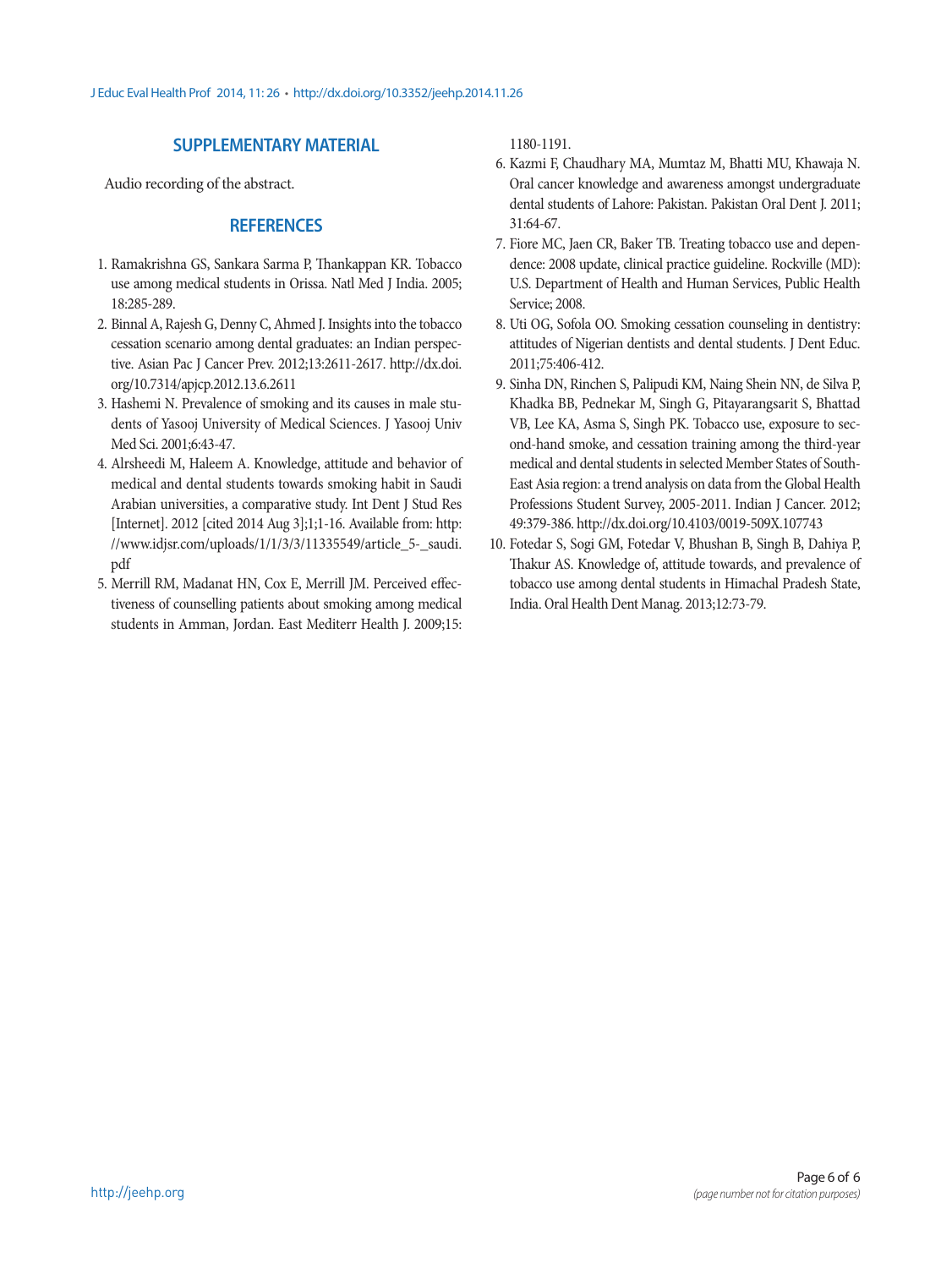## SUPPLEMENTARY MATERIAL

Audio recording of the abstract.

## REFERENCES

1. Ramakrishna GS, Sankara Sarma P, Thankappan KR. Tobacco use among medical students in Orissa. Natl Med J India. 2005; 18:285-289.
2. Binnal A, Rajesh G, Denny C, Ahmed J. Insights into the tobacco cessation scenario among dental graduates: an Indian perspective. Asian Pac J Cancer Prev. 2012;13:2611-2617. http://dx.doi.org/10.7314/apjcp.2012.13.6.2611
3. Hashemi N. Prevalence of smoking and its causes in male students of Yasooj University of Medical Sciences. J Yasooj Univ Med Sci. 2001;6:43-47.
4. Alrsheedi M, Haleem A. Knowledge, attitude and behavior of medical and dental students towards smoking habit in Saudi Arabian universities, a comparative study. Int Dent J Stud Res [Internet]. 2012 [cited 2014 Aug 3];1;1-16. Available from: http://www.idjsr.com/uploads/1/1/3/3/11335549/article_5-_saudi.pdf
5. Merrill RM, Madanat HN, Cox E, Merrill JM. Perceived effectiveness of counselling patients about smoking among medical students in Amman, Jordan. East Mediterr Health J. 2009;15: 1180-1191.
6. Kazmi F, Chaudhary MA, Mumtaz M, Bhatti MU, Khawaja N. Oral cancer knowledge and awareness amongst undergraduate dental students of Lahore: Pakistan. Pakistan Oral Dent J. 2011; 31:64-67.
7. Fiore MC, Jaen CR, Baker TB. Treating tobacco use and dependence: 2008 update, clinical practice guideline. Rockville (MD): U.S. Department of Health and Human Services, Public Health Service; 2008.
8. Uti OG, Sofola OO. Smoking cessation counseling in dentistry: attitudes of Nigerian dentists and dental students. J Dent Educ. 2011;75:406-412.
9. Sinha DN, Rinchen S, Palipudi KM, Naing Shein NN, de Silva P, Khadka BB, Pednekar M, Singh G, Pitayarangsarit S, Bhattad VB, Lee KA, Asma S, Singh PK. Tobacco use, exposure to second-hand smoke, and cessation training among the third-year medical and dental students in selected Member States of South-East Asia region: a trend analysis on data from the Global Health Professions Student Survey, 2005-2011. Indian J Cancer. 2012; 49:379-386. http://dx.doi.org/10.4103/0019-509X.107743
10. Fotedar S, Sogi GM, Fotedar V, Bhushan B, Singh B, Dahiya P, Thakur AS. Knowledge of, attitude towards, and prevalence of tobacco use among dental students in Himachal Pradesh State, India. Oral Health Dent Manag. 2013;12:73-79.